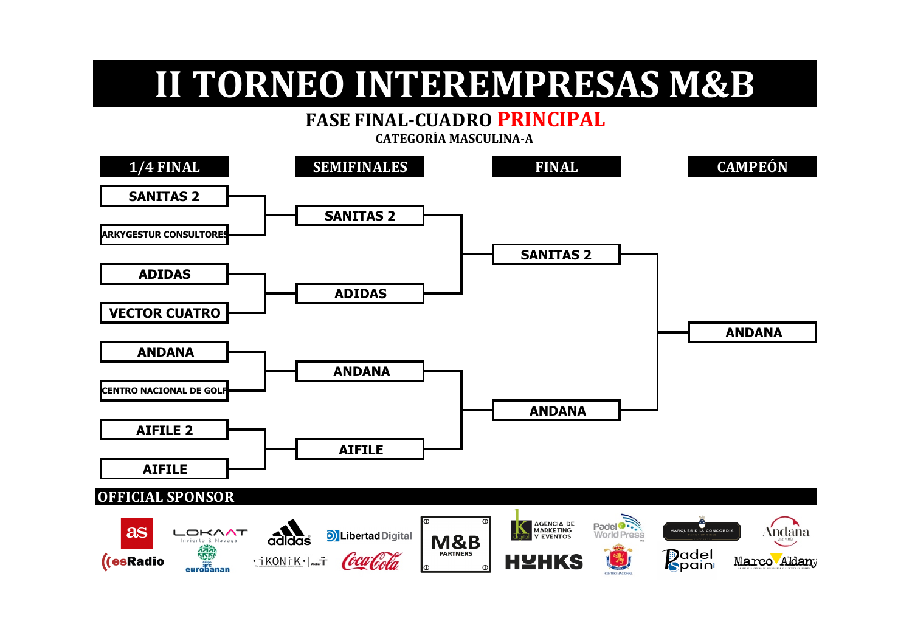# II TORNEO INTEREMPRESAS M&B

## FASE FINAL-CUADRO PRINCIPAL

### CATEGORÍA MASCULINA-A

| 1/4 FINAL | SEMIFINALES | FINAL | CAMPEÓN |
|---|---|---|---|
| SANITAS 2 | SANITAS 2 | SANITAS 2 | ANDANA |
| ARKYGESTUR CONSULTORES | | | |
| ADIDAS | ADIDAS | | |
| VECTOR CUATRO | | | |
| ANDANA | ANDANA | ANDANA | |
| CENTRO NACIONAL DE GOLF | | | |
| AIFILE 2 | AIFILE | | |
| AIFILE | | | |

**OFFICIAL SPONSOR**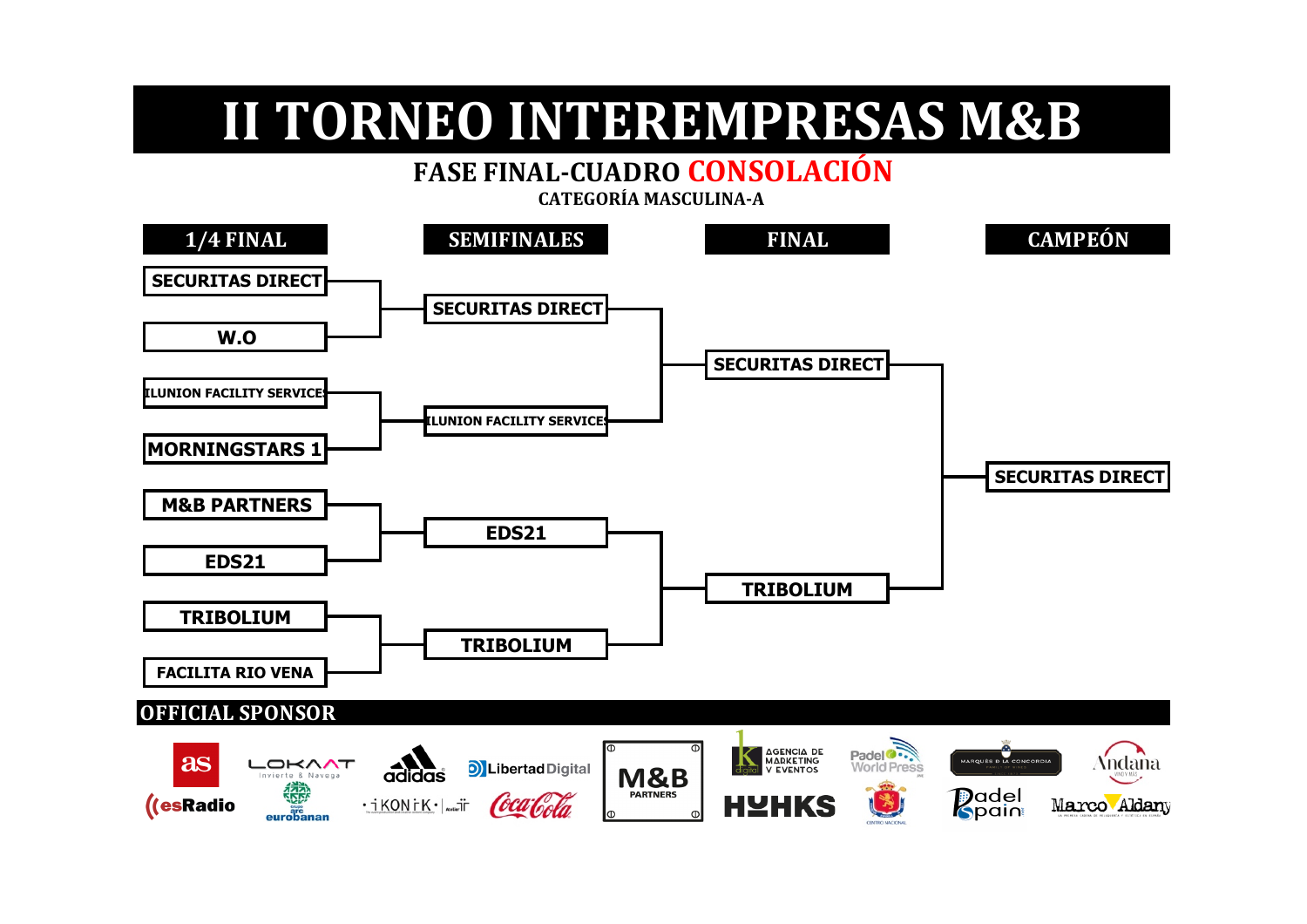# II TORNEO INTEREMPRESAS M&B

## FASE FINAL-CUADRO CONSOLACIÓN

### CATEGORÍA MASCULINA-A

| 1/4 FINAL | SEMIFINALES | FINAL | CAMPEÓN |
|---|---|---|---|
| SECURITAS DIRECT | SECURITAS DIRECT | SECURITAS DIRECT | SECURITAS DIRECT |
| W.O | | | |
| ILUNION FACILITY SERVICES | ILUNION FACILITY SERVICES | | |
| MORNINGSTARS 1 | | | |
| M&B PARTNERS | EDS21 | TRIBOLIUM | |
| EDS21 | | | |
| TRIBOLIUM | TRIBOLIUM | | |
| FACILITA RIO VENA | | | |

**OFFICIAL SPONSOR**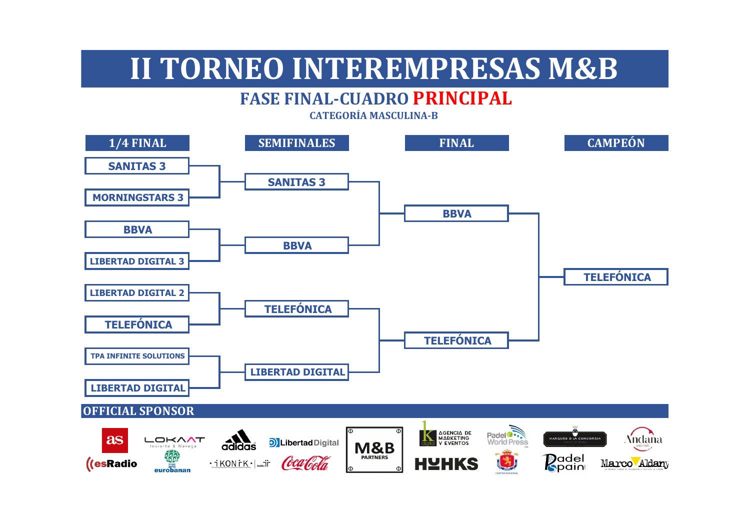# II TORNEO INTEREMPRESAS M&B

## FASE FINAL-CUADRO PRINCIPAL

### CATEGORÍA MASCULINA-B

| 1/4 FINAL | SEMIFINALES | FINAL | CAMPEÓN |
|---|---|---|---|
| SANITAS 3 | SANITAS 3 | BBVA | TELEFÓNICA |
| MORNINGSTARS 3 | | | |
| BBVA | BBVA | | |
| LIBERTAD DIGITAL 3 | | | |
| LIBERTAD DIGITAL 2 | TELEFÓNICA | TELEFÓNICA | |
| TELEFÓNICA | | | |
| TPA INFINITE SOLUTIONS | LIBERTAD DIGITAL | | |
| LIBERTAD DIGITAL | | | |

**OFFICIAL SPONSOR**

as · esRadio · LOKAAT Invierte & Navega · grupo arc eurobanan · adidas · iKONiK · Libertad Digital · Coca-Cola · M&B PARTNERS · k digital AGENCIA DE MARKETING Y EVENTOS · HUHKS · Padel World Press · CENTRO NACIONAL · MARQUÉS DE LA CONCORDIA · Padel Spain · Andana · Marco Aldany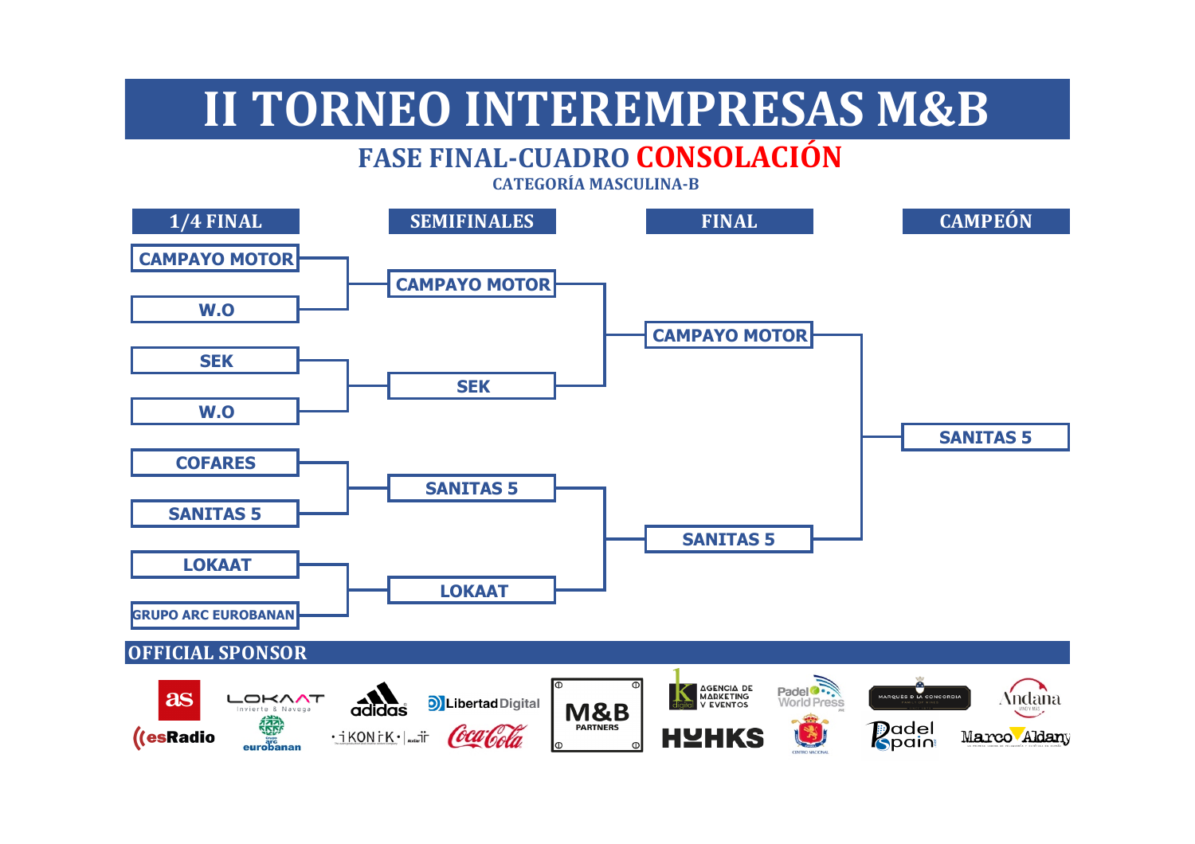# II TORNEO INTEREMPRESAS M&B

## FASE FINAL-CUADRO CONSOLACIÓN

### CATEGORÍA MASCULINA-B

| 1/4 FINAL | SEMIFINALES | FINAL | CAMPEÓN |
|---|---|---|---|
| CAMPAYO MOTOR | | | |
| W.O | CAMPAYO MOTOR | | |
| SEK | | CAMPAYO MOTOR | |
| W.O | SEK | | |
| COFARES | | | SANITAS 5 |
| SANITAS 5 | SANITAS 5 | | |
| LOKAAT | | SANITAS 5 | |
| GRUPO ARC EUROBANAN | LOKAAT | | |

## OFFICIAL SPONSOR

as · esRadio · LOKAAT Invierte & Navega · Grupo arc eurobanan · adidas · iKONiK · Libertad Digital · Coca-Cola · M&B PARTNERS · K digital Agencia de Marketing y Eventos · HUHKS · Padel World Press · Centro Nacional · Marqués de la Concordia · Padel Spain · Andana · Marco Aldany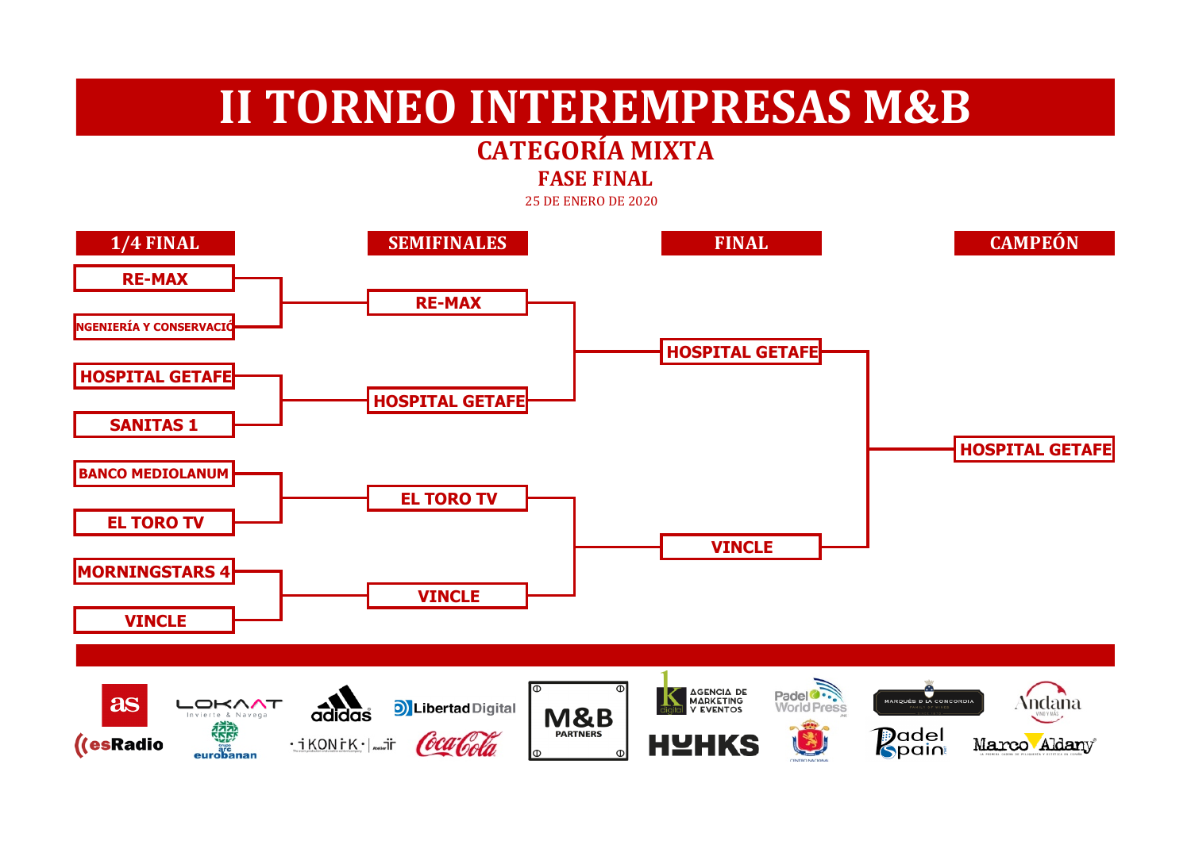# II TORNEO INTEREMPRESAS M&B

## CATEGORÍA MIXTA

### FASE FINAL

25 DE ENERO DE 2020

**1/4 FINAL**

- RE-MAX
- NGENIERÍA Y CONSERVACIÓ
- HOSPITAL GETAFE
- SANITAS 1
- BANCO MEDIOLANUM
- EL TORO TV
- MORNINGSTARS 4
- VINCLE

**SEMIFINALES**

- RE-MAX
- HOSPITAL GETAFE
- EL TORO TV
- VINCLE

**FINAL**

- HOSPITAL GETAFE
- VINCLE

**CAMPEÓN**

- HOSPITAL GETAFE